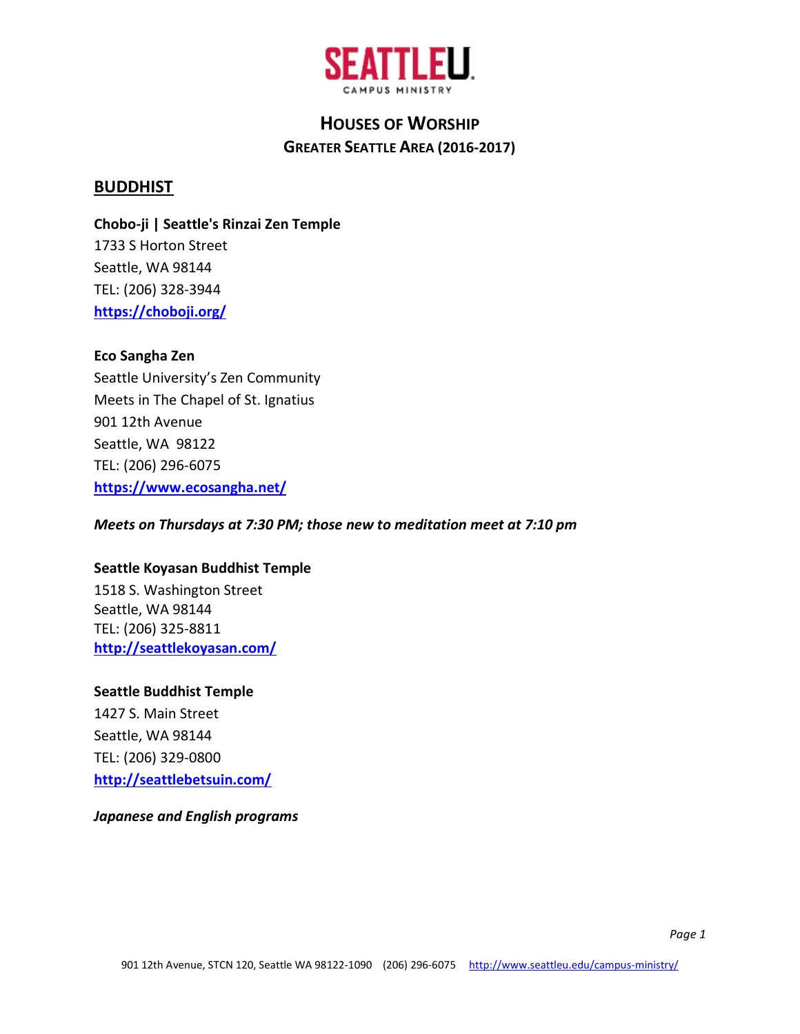SEATTLEU
CAMPUS MINISTRY

# HOUSES OF WORSHIP
## GREATER SEATTLE AREA (2016-2017)

## BUDDHIST

**Chobo-ji | Seattle's Rinzai Zen Temple**
1733 S Horton Street
Seattle, WA 98144
TEL: (206) 328-3944
https://choboji.org/

**Eco Sangha Zen**
Seattle University's Zen Community
Meets in The Chapel of St. Ignatius
901 12th Avenue
Seattle, WA 98122
TEL: (206) 296-6075
https://www.ecosangha.net/

***Meets on Thursdays at 7:30 PM; those new to meditation meet at 7:10 pm***

**Seattle Koyasan Buddhist Temple**
1518 S. Washington Street
Seattle, WA 98144
TEL: (206) 325-8811
http://seattlekoyasan.com/

**Seattle Buddhist Temple**
1427 S. Main Street
Seattle, WA 98144
TEL: (206) 329-0800
http://seattlebetsuin.com/

***Japanese and English programs***

901 12th Avenue, STCN 120, Seattle WA 98122-1090 (206) 296-6075 http://www.seattleu.edu/campus-ministry/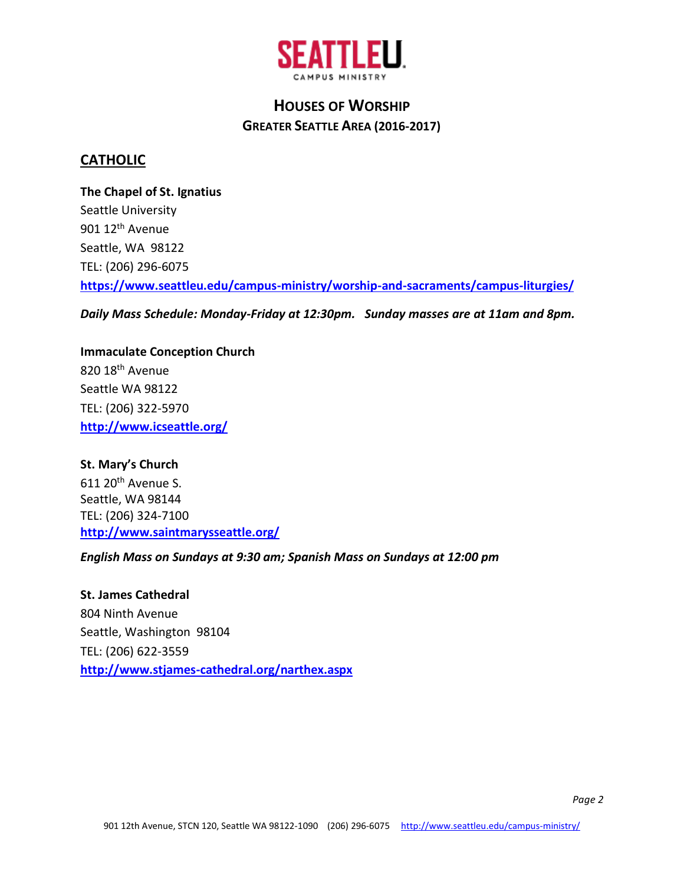SEATTLEU CAMPUS MINISTRY

# HOUSES OF WORSHIP

## GREATER SEATTLE AREA (2016-2017)

## CATHOLIC

**The Chapel of St. Ignatius**
Seattle University
901 12th Avenue
Seattle, WA 98122
TEL: (206) 296-6075
https://www.seattleu.edu/campus-ministry/worship-and-sacraments/campus-liturgies/

***Daily Mass Schedule: Monday-Friday at 12:30pm. Sunday masses are at 11am and 8pm.***

**Immaculate Conception Church**
820 18th Avenue
Seattle WA 98122
TEL: (206) 322-5970
http://www.icseattle.org/

**St. Mary's Church**
611 20th Avenue S.
Seattle, WA 98144
TEL: (206) 324-7100
http://www.saintmarysseattle.org/

***English Mass on Sundays at 9:30 am; Spanish Mass on Sundays at 12:00 pm***

**St. James Cathedral**
804 Ninth Avenue
Seattle, Washington 98104
TEL: (206) 622-3559
http://www.stjames-cathedral.org/narthex.aspx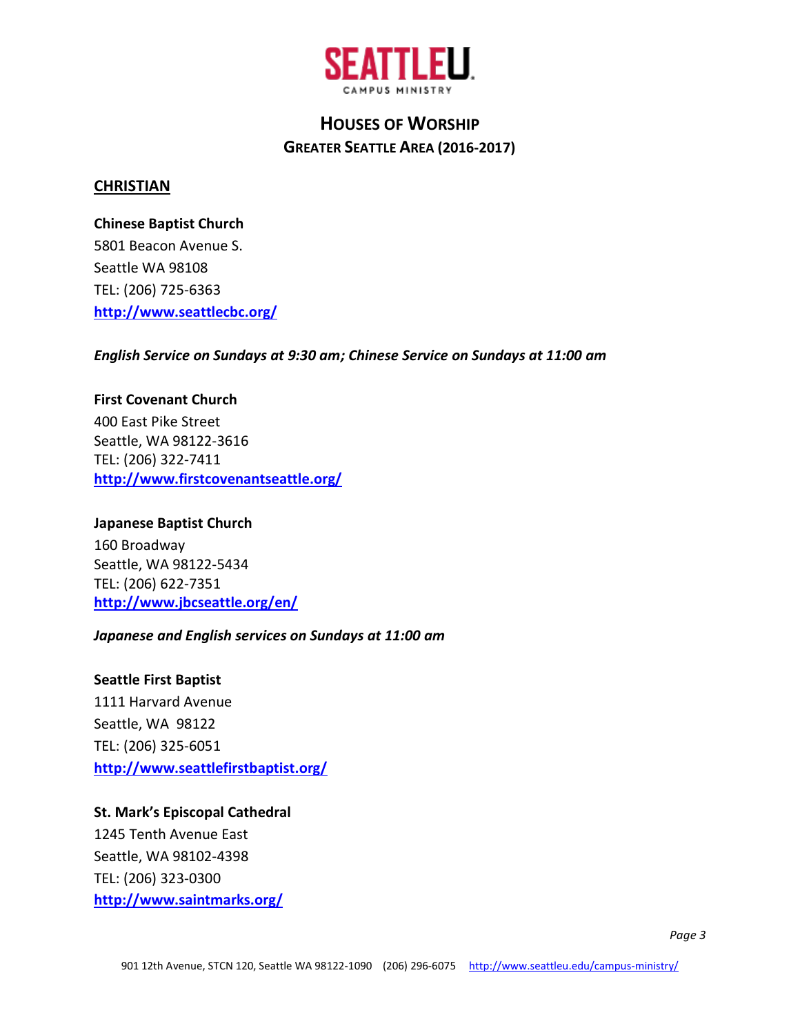SEATTLEU
CAMPUS MINISTRY

# HOUSES OF WORSHIP
## GREATER SEATTLE AREA (2016-2017)

## CHRISTIAN

**Chinese Baptist Church**
5801 Beacon Avenue S.
Seattle WA 98108
TEL: (206) 725-6363
**http://www.seattlecbc.org/**

***English Service on Sundays at 9:30 am; Chinese Service on Sundays at 11:00 am***

**First Covenant Church**
400 East Pike Street
Seattle, WA 98122-3616
TEL: (206) 322-7411
**http://www.firstcovenantseattle.org/**

**Japanese Baptist Church**
160 Broadway
Seattle, WA 98122-5434
TEL: (206) 622-7351
**http://www.jbcseattle.org/en/**

***Japanese and English services on Sundays at 11:00 am***

**Seattle First Baptist**
1111 Harvard Avenue
Seattle, WA 98122
TEL: (206) 325-6051
**http://www.seattlefirstbaptist.org/**

**St. Mark's Episcopal Cathedral**
1245 Tenth Avenue East
Seattle, WA 98102-4398
TEL: (206) 323-0300
**http://www.saintmarks.org/**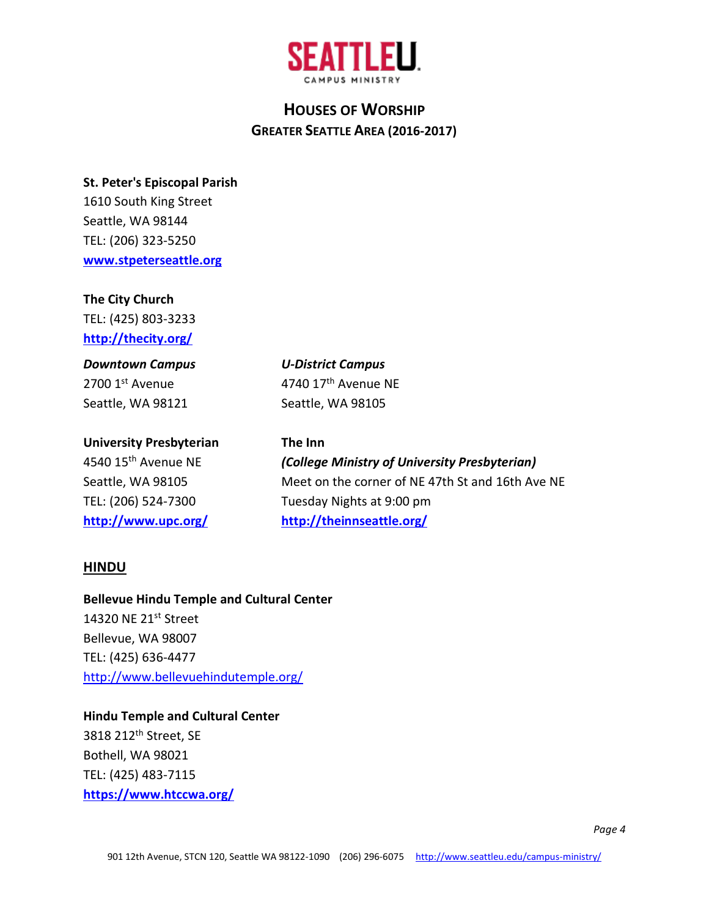SEATTLEU
CAMPUS MINISTRY

# HOUSES OF WORSHIP
## GREATER SEATTLE AREA (2016-2017)

**St. Peter's Episcopal Parish**
1610 South King Street
Seattle, WA 98144
TEL: (206) 323-5250
**www.stpeterseattle.org**

**The City Church**
TEL: (425) 803-3233
**http://thecity.org/**

***Downtown Campus***
2700 1st Avenue
Seattle, WA 98121

***U-District Campus***
4740 17th Avenue NE
Seattle, WA 98105

**University Presbyterian**
4540 15th Avenue NE
Seattle, WA 98105
TEL: (206) 524-7300
**http://www.upc.org/**

**The Inn**
***(College Ministry of University Presbyterian)***
Meet on the corner of NE 47th St and 16th Ave NE
Tuesday Nights at 9:00 pm
**http://theinnseattle.org/**

## HINDU

**Bellevue Hindu Temple and Cultural Center**
14320 NE 21st Street
Bellevue, WA 98007
TEL: (425) 636-4477
http://www.bellevuehindutemple.org/

**Hindu Temple and Cultural Center**
3818 212th Street, SE
Bothell, WA 98021
TEL: (425) 483-7115
**https://www.htccwa.org/**

901 12th Avenue, STCN 120, Seattle WA 98122-1090 (206) 296-6075 http://www.seattleu.edu/campus-ministry/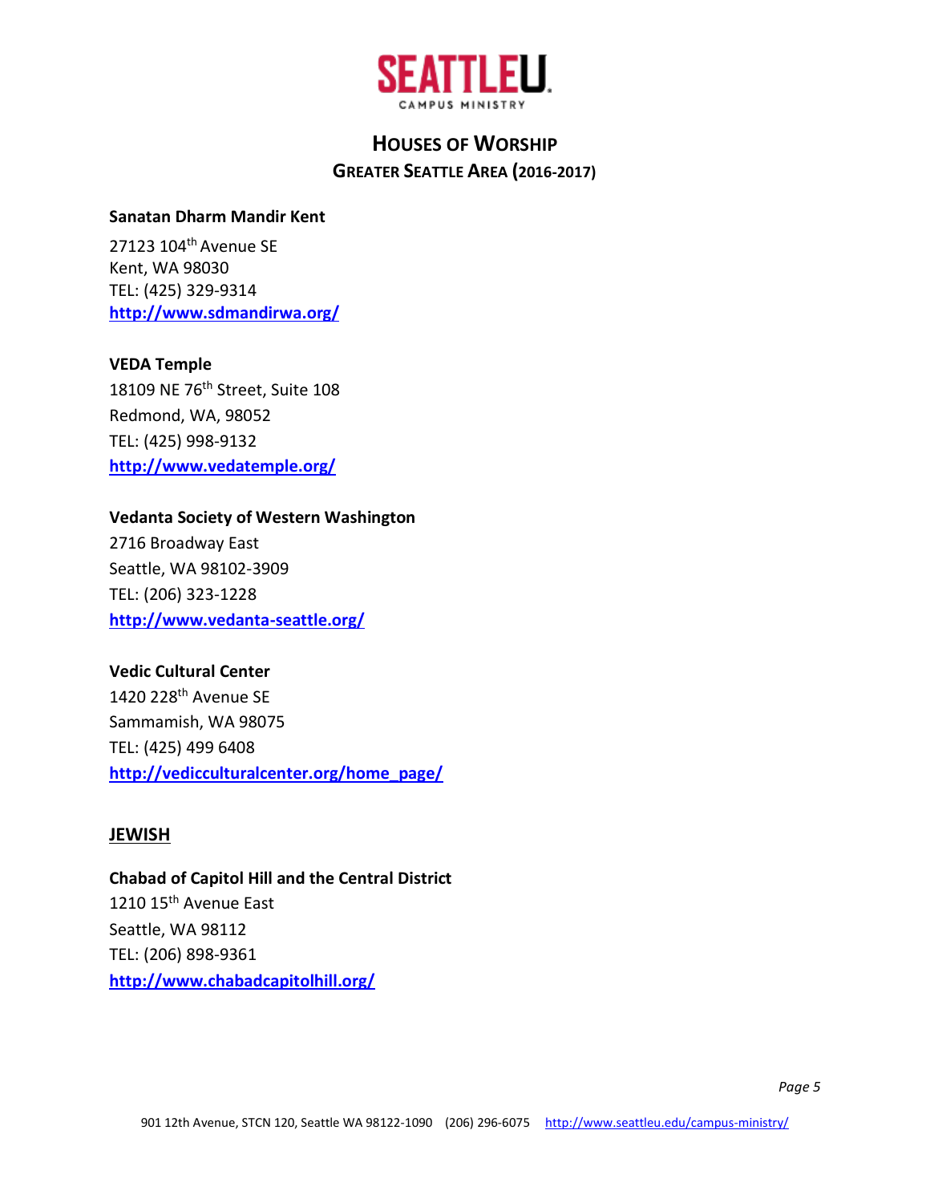# HOUSES OF WORSHIP

## GREATER SEATTLE AREA (2016-2017)

**Sanatan Dharm Mandir Kent**

27123 104th Avenue SE
Kent, WA 98030
TEL: (425) 329-9314
**http://www.sdmandirwa.org/**

**VEDA Temple**
18109 NE 76th Street, Suite 108
Redmond, WA, 98052
TEL: (425) 998-9132
**http://www.vedatemple.org/**

**Vedanta Society of Western Washington**
2716 Broadway East
Seattle, WA 98102-3909
TEL: (206) 323-1228
**http://www.vedanta-seattle.org/**

**Vedic Cultural Center**
1420 228th Avenue SE
Sammamish, WA 98075
TEL: (425) 499 6408
**http://vedicculturalcenter.org/home_page/**

## JEWISH

**Chabad of Capitol Hill and the Central District**
1210 15th Avenue East
Seattle, WA 98112
TEL: (206) 898-9361
**http://www.chabadcapitolhill.org/**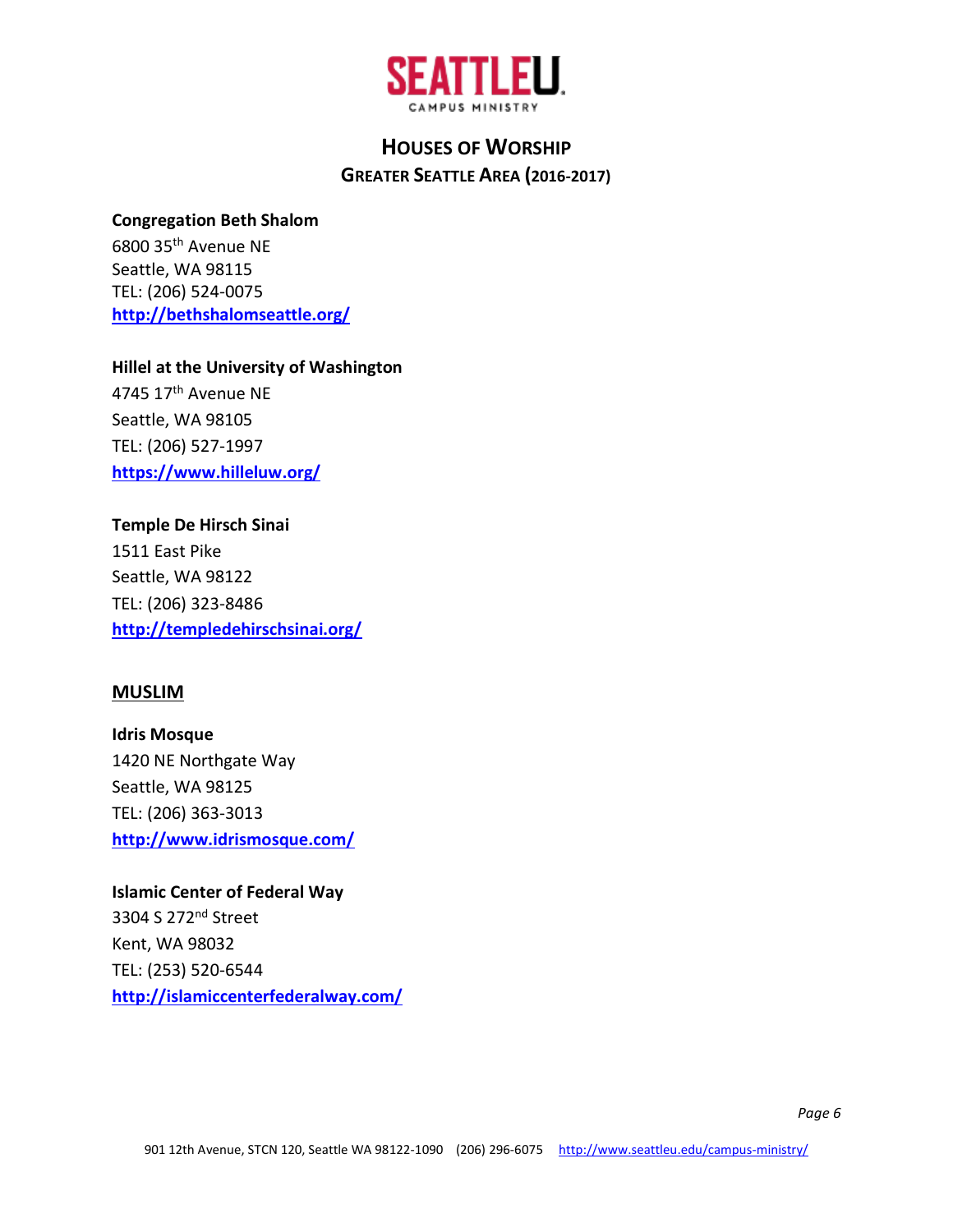# HOUSES OF WORSHIP

## GREATER SEATTLE AREA (2016-2017)

**Congregation Beth Shalom**
6800 35th Avenue NE
Seattle, WA 98115
TEL: (206) 524-0075
**http://bethshalomseattle.org/**

**Hillel at the University of Washington**
4745 17th Avenue NE
Seattle, WA 98105
TEL: (206) 527-1997
**https://www.hilleluw.org/**

**Temple De Hirsch Sinai**
1511 East Pike
Seattle, WA 98122
TEL: (206) 323-8486
**http://templedehirschsinai.org/**

### MUSLIM

**Idris Mosque**
1420 NE Northgate Way
Seattle, WA 98125
TEL: (206) 363-3013
**http://www.idrismosque.com/**

**Islamic Center of Federal Way**
3304 S 272nd Street
Kent, WA 98032
TEL: (253) 520-6544
**http://islamiccenterfederalway.com/**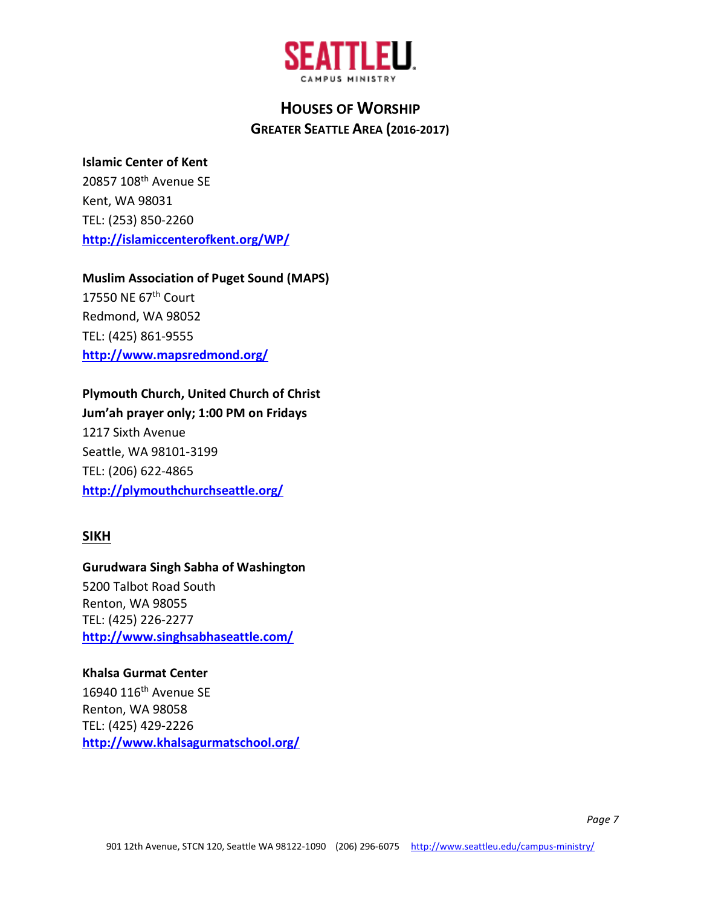SEATTLEU.
CAMPUS MINISTRY

# Houses of Worship

## Greater Seattle Area (2016-2017)

**Islamic Center of Kent**
20857 108th Avenue SE
Kent, WA 98031
TEL: (253) 850-2260
**http://islamiccenterofkent.org/WP/**

**Muslim Association of Puget Sound (MAPS)**
17550 NE 67th Court
Redmond, WA 98052
TEL: (425) 861-9555
**http://www.mapsredmond.org/**

**Plymouth Church, United Church of Christ**
**Jum'ah prayer only; 1:00 PM on Fridays**
1217 Sixth Avenue
Seattle, WA 98101-3199
TEL: (206) 622-4865
**http://plymouthchurchseattle.org/**

### SIKH

**Gurudwara Singh Sabha of Washington**
5200 Talbot Road South
Renton, WA 98055
TEL: (425) 226-2277
**http://www.singhsabhaseattle.com/**

**Khalsa Gurmat Center**
16940 116th Avenue SE
Renton, WA 98058
TEL: (425) 429-2226
**http://www.khalsagurmatschool.org/**

901 12th Avenue, STCN 120, Seattle WA 98122-1090 (206) 296-6075 http://www.seattleu.edu/campus-ministry/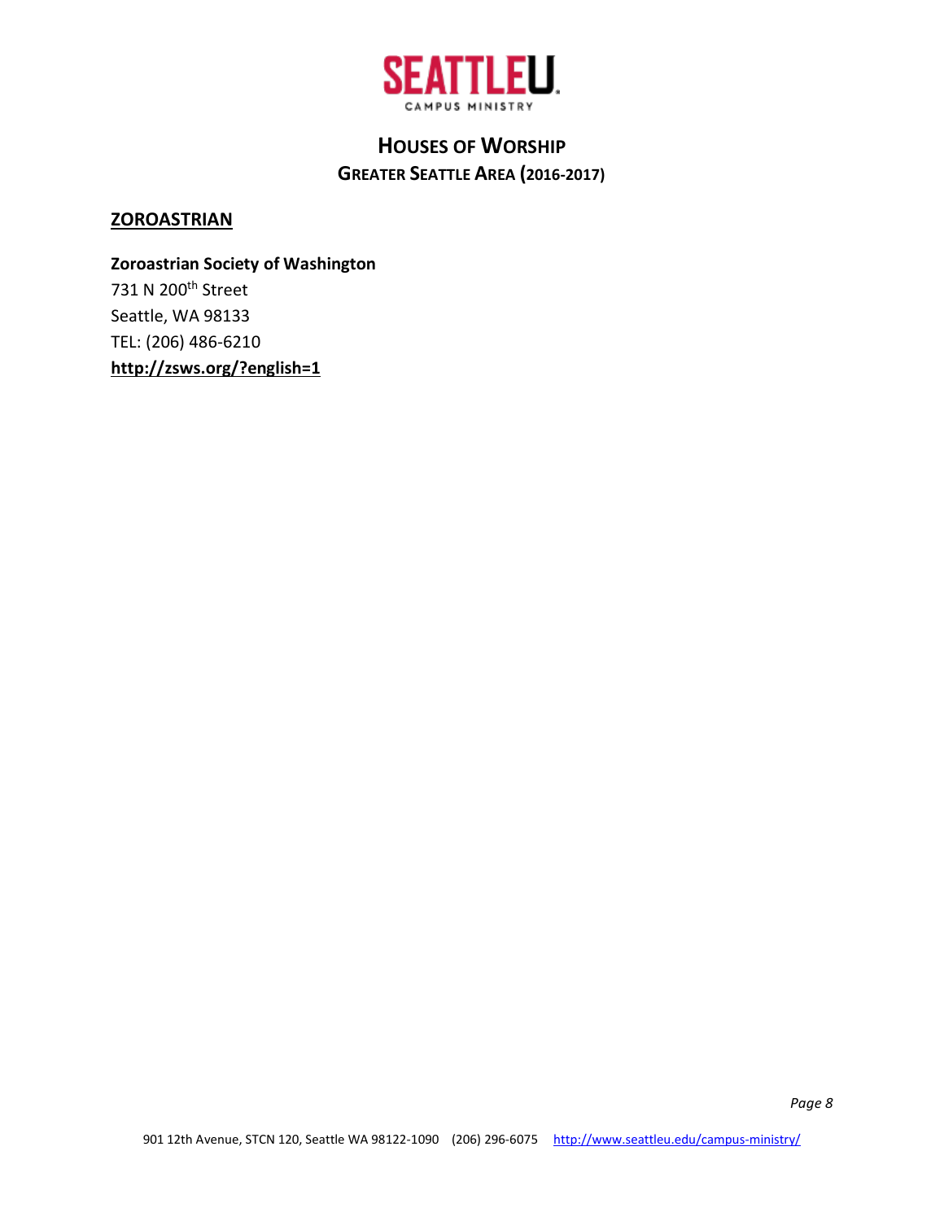# HOUSES OF WORSHIP

## GREATER SEATTLE AREA (2016-2017)

### ZOROASTRIAN

**Zoroastrian Society of Washington**
731 N 200th Street
Seattle, WA 98133
TEL: (206) 486-6210
**http://zsws.org/?english=1**